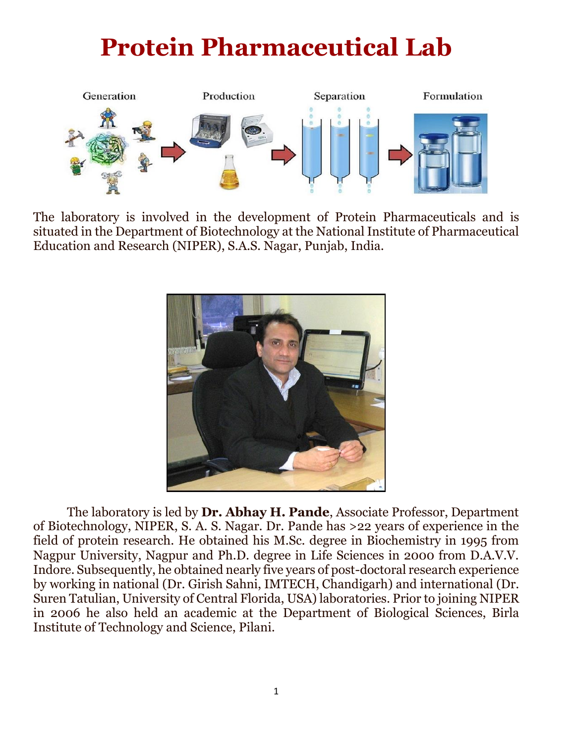# Protein Pharmaceutical Lab

Generation Production Separation Formulation

The laboratory is involved in the development of Protein Pharmaceuticals and is situated in the Department of Biotechnology at the National Institute of Pharmaceutical Education and Research (NIPER), S.A.S. Nagar, Punjab, India.

The laboratory is led by **Dr. Abhay H. Pande**, Associate Professor, Department of Biotechnology, NIPER, S. A. S. Nagar. Dr. Pande has >22 years of experience in the field of protein research. He obtained his M.Sc. degree in Biochemistry in 1995 from Nagpur University, Nagpur and Ph.D. degree in Life Sciences in 2000 from D.A.V.V. Indore. Subsequently, he obtained nearly five years of post-doctoral research experience by working in national (Dr. Girish Sahni, IMTECH, Chandigarh) and international (Dr. Suren Tatulian, University of Central Florida, USA) laboratories. Prior to joining NIPER in 2006 he also held an academic at the Department of Biological Sciences, Birla Institute of Technology and Science, Pilani.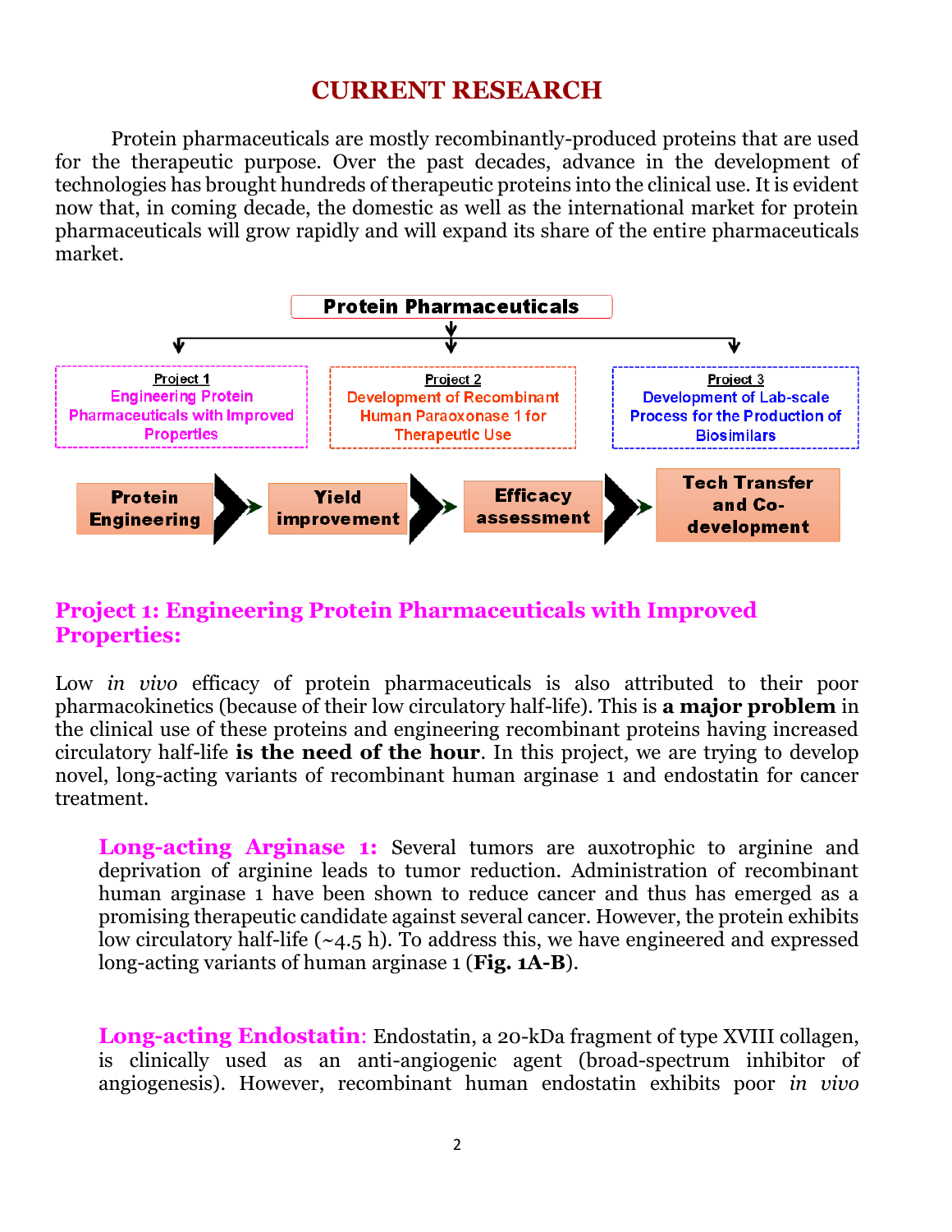# CURRENT RESEARCH

Protein pharmaceuticals are mostly recombinantly-produced proteins that are used for the therapeutic purpose. Over the past decades, advance in the development of technologies has brought hundreds of therapeutic proteins into the clinical use. It is evident now that, in coming decade, the domestic as well as the international market for protein pharmaceuticals will grow rapidly and will expand its share of the entire pharmaceuticals market.

**Protein Pharmaceuticals**

- Project 1: Engineering Protein Pharmaceuticals with Improved Properties
- Project 2: Development of Recombinant Human Paraoxonase 1 for Therapeutic Use
- Project 3: Development of Lab-scale Process for the Production of Biosimilars

**Protein Engineering** → **Yield improvement** → **Efficacy assessment** → **Tech Transfer and Co-development**

## Project 1: Engineering Protein Pharmaceuticals with Improved Properties:

Low *in vivo* efficacy of protein pharmaceuticals is also attributed to their poor pharmacokinetics (because of their low circulatory half-life). This is **a major problem** in the clinical use of these proteins and engineering recombinant proteins having increased circulatory half-life **is the need of the hour**. In this project, we are trying to develop novel, long-acting variants of recombinant human arginase 1 and endostatin for cancer treatment.

**Long-acting Arginase 1:** Several tumors are auxotrophic to arginine and deprivation of arginine leads to tumor reduction. Administration of recombinant human arginase 1 have been shown to reduce cancer and thus has emerged as a promising therapeutic candidate against several cancer. However, the protein exhibits low circulatory half-life (~4.5 h). To address this, we have engineered and expressed long-acting variants of human arginase 1 (**Fig. 1A-B**).

**Long-acting Endostatin**: Endostatin, a 20-kDa fragment of type XVIII collagen, is clinically used as an anti-angiogenic agent (broad-spectrum inhibitor of angiogenesis). However, recombinant human endostatin exhibits poor *in vivo*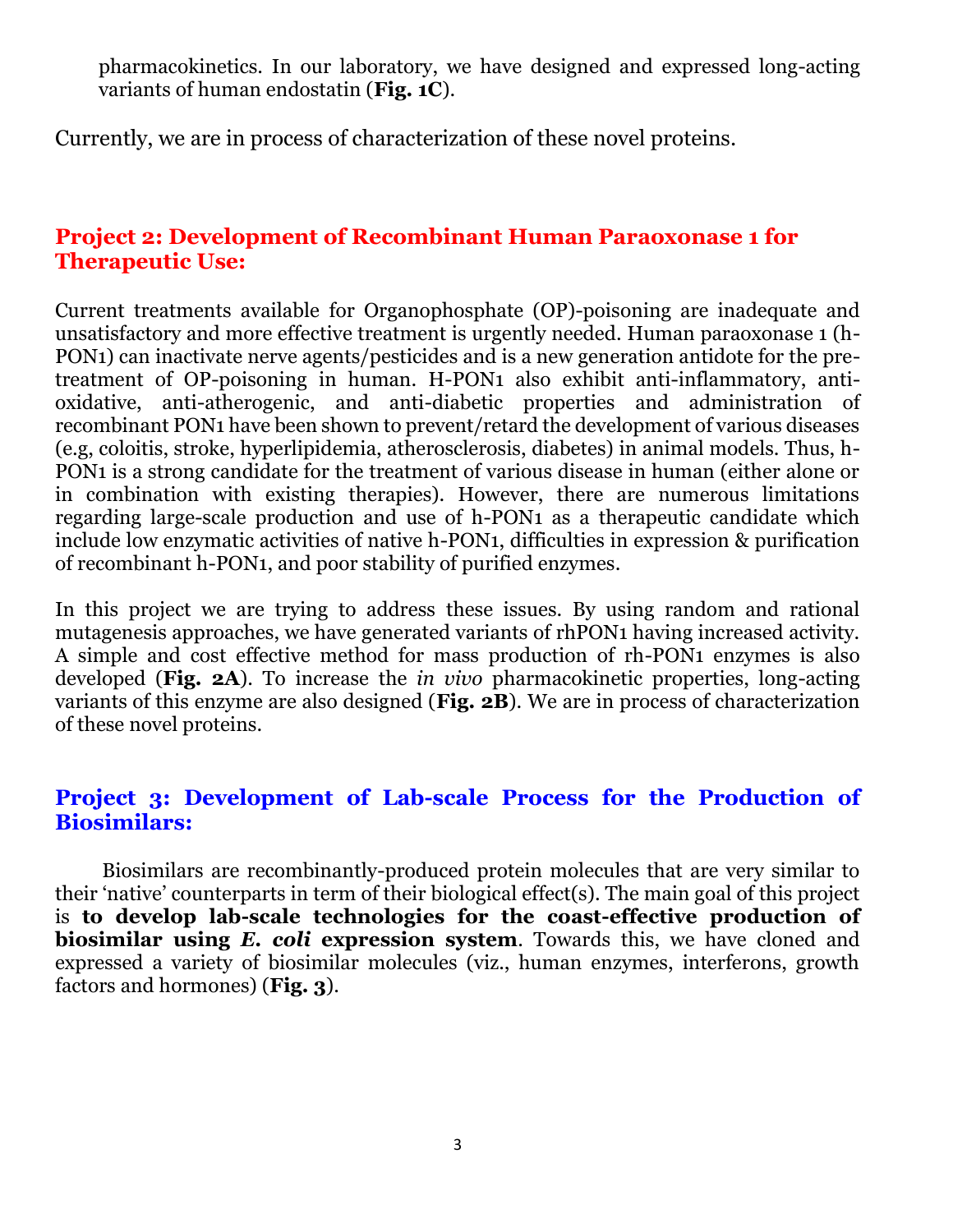pharmacokinetics. In our laboratory, we have designed and expressed long-acting variants of human endostatin (**Fig. 1C**).

Currently, we are in process of characterization of these novel proteins.

## Project 2: Development of Recombinant Human Paraoxonase 1 for Therapeutic Use:

Current treatments available for Organophosphate (OP)-poisoning are inadequate and unsatisfactory and more effective treatment is urgently needed. Human paraoxonase 1 (h-PON1) can inactivate nerve agents/pesticides and is a new generation antidote for the pre-treatment of OP-poisoning in human. H-PON1 also exhibit anti-inflammatory, anti-oxidative, anti-atherogenic, and anti-diabetic properties and administration of recombinant PON1 have been shown to prevent/retard the development of various diseases (e.g, coloitis, stroke, hyperlipidemia, atherosclerosis, diabetes) in animal models. Thus, h-PON1 is a strong candidate for the treatment of various disease in human (either alone or in combination with existing therapies). However, there are numerous limitations regarding large-scale production and use of h-PON1 as a therapeutic candidate which include low enzymatic activities of native h-PON1, difficulties in expression & purification of recombinant h-PON1, and poor stability of purified enzymes.

In this project we are trying to address these issues. By using random and rational mutagenesis approaches, we have generated variants of rhPON1 having increased activity. A simple and cost effective method for mass production of rh-PON1 enzymes is also developed (**Fig. 2A**). To increase the *in vivo* pharmacokinetic properties, long-acting variants of this enzyme are also designed (**Fig. 2B**). We are in process of characterization of these novel proteins.

## Project 3: Development of Lab-scale Process for the Production of Biosimilars:

Biosimilars are recombinantly-produced protein molecules that are very similar to their 'native' counterparts in term of their biological effect(s). The main goal of this project is **to develop lab-scale technologies for the coast-effective production of biosimilar using *E. coli* expression system**. Towards this, we have cloned and expressed a variety of biosimilar molecules (viz., human enzymes, interferons, growth factors and hormones) (**Fig. 3**).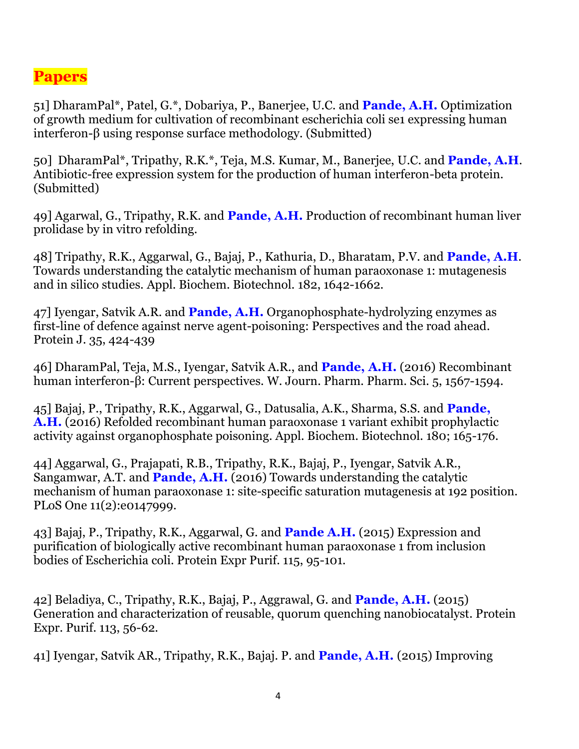# Papers

51] DharamPal*, Patel, G.*, Dobariya, P., Banerjee, U.C. and **Pande, A.H.** Optimization of growth medium for cultivation of recombinant escherichia coli se1 expressing human interferon-β using response surface methodology. (Submitted)

50] DharamPal*, Tripathy, R.K.*, Teja, M.S. Kumar, M., Banerjee, U.C. and **Pande, A.H**. Antibiotic-free expression system for the production of human interferon-beta protein. (Submitted)

49] Agarwal, G., Tripathy, R.K. and **Pande, A.H.** Production of recombinant human liver prolidase by in vitro refolding.

48] Tripathy, R.K., Aggarwal, G., Bajaj, P., Kathuria, D., Bharatam, P.V. and **Pande, A.H**. Towards understanding the catalytic mechanism of human paraoxonase 1: mutagenesis and in silico studies. Appl. Biochem. Biotechnol. 182, 1642-1662.

47] Iyengar, Satvik A.R. and **Pande, A.H.** Organophosphate-hydrolyzing enzymes as first-line of defence against nerve agent-poisoning: Perspectives and the road ahead. Protein J. 35, 424-439

46] DharamPal, Teja, M.S., Iyengar, Satvik A.R., and **Pande, A.H.** (2016) Recombinant human interferon-β: Current perspectives. W. Journ. Pharm. Pharm. Sci. 5, 1567-1594.

45] Bajaj, P., Tripathy, R.K., Aggarwal, G., Datusalia, A.K., Sharma, S.S. and **Pande, A.H.** (2016) Refolded recombinant human paraoxonase 1 variant exhibit prophylactic activity against organophosphate poisoning. Appl. Biochem. Biotechnol. 180; 165-176.

44] Aggarwal, G., Prajapati, R.B., Tripathy, R.K., Bajaj, P., Iyengar, Satvik A.R., Sangamwar, A.T. and **Pande, A.H.** (2016) Towards understanding the catalytic mechanism of human paraoxonase 1: site-specific saturation mutagenesis at 192 position. PLoS One 11(2):e0147999.

43] Bajaj, P., Tripathy, R.K., Aggarwal, G. and **Pande A.H.** (2015) Expression and purification of biologically active recombinant human paraoxonase 1 from inclusion bodies of Escherichia coli. Protein Expr Purif. 115, 95-101.

42] Beladiya, C., Tripathy, R.K., Bajaj, P., Aggrawal, G. and **Pande, A.H.** (2015) Generation and characterization of reusable, quorum quenching nanobiocatalyst. Protein Expr. Purif. 113, 56-62.

41] Iyengar, Satvik AR., Tripathy, R.K., Bajaj. P. and **Pande, A.H.** (2015) Improving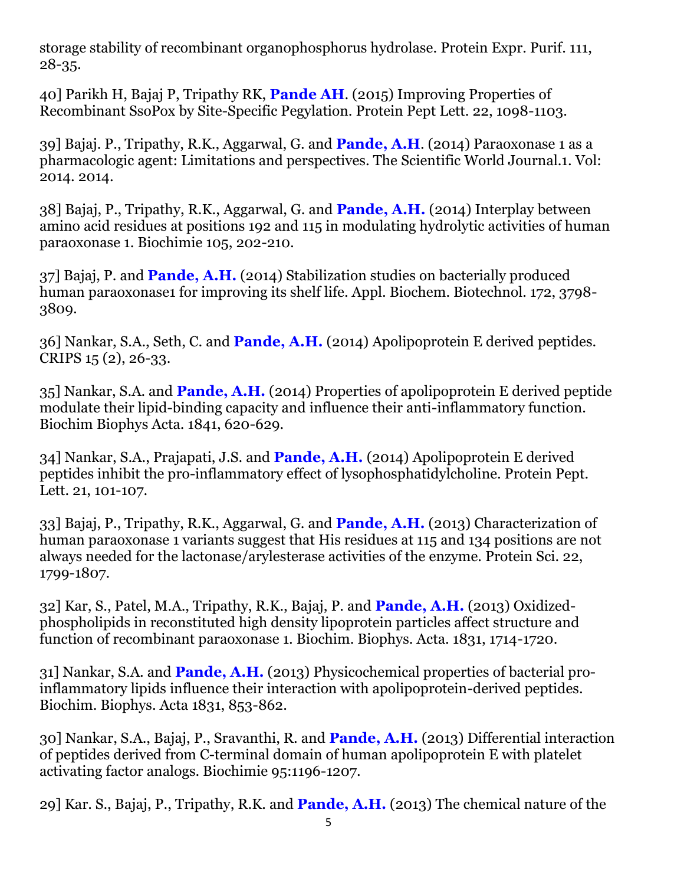storage stability of recombinant organophosphorus hydrolase. Protein Expr. Purif. 111, 28-35.

40] Parikh H, Bajaj P, Tripathy RK, **Pande AH**. (2015) Improving Properties of Recombinant SsoPox by Site-Specific Pegylation. Protein Pept Lett. 22, 1098-1103.

39] Bajaj. P., Tripathy, R.K., Aggarwal, G. and **Pande, A.H**. (2014) Paraoxonase 1 as a pharmacologic agent: Limitations and perspectives. The Scientific World Journal.1. Vol: 2014. 2014.

38] Bajaj, P., Tripathy, R.K., Aggarwal, G. and **Pande, A.H.** (2014) Interplay between amino acid residues at positions 192 and 115 in modulating hydrolytic activities of human paraoxonase 1. Biochimie 105, 202-210.

37] Bajaj, P. and **Pande, A.H.** (2014) Stabilization studies on bacterially produced human paraoxonase1 for improving its shelf life. Appl. Biochem. Biotechnol. 172, 3798-3809.

36] Nankar, S.A., Seth, C. and **Pande, A.H.** (2014) Apolipoprotein E derived peptides. CRIPS 15 (2), 26-33.

35] Nankar, S.A. and **Pande, A.H.** (2014) Properties of apolipoprotein E derived peptide modulate their lipid-binding capacity and influence their anti-inflammatory function. Biochim Biophys Acta. 1841, 620-629.

34] Nankar, S.A., Prajapati, J.S. and **Pande, A.H.** (2014) Apolipoprotein E derived peptides inhibit the pro-inflammatory effect of lysophosphatidylcholine. Protein Pept. Lett. 21, 101-107.

33] Bajaj, P., Tripathy, R.K., Aggarwal, G. and **Pande, A.H.** (2013) Characterization of human paraoxonase 1 variants suggest that His residues at 115 and 134 positions are not always needed for the lactonase/arylesterase activities of the enzyme. Protein Sci. 22, 1799-1807.

32] Kar, S., Patel, M.A., Tripathy, R.K., Bajaj, P. and **Pande, A.H.** (2013) Oxidized-phospholipids in reconstituted high density lipoprotein particles affect structure and function of recombinant paraoxonase 1. Biochim. Biophys. Acta. 1831, 1714-1720.

31] Nankar, S.A. and **Pande, A.H.** (2013) Physicochemical properties of bacterial pro-inflammatory lipids influence their interaction with apolipoprotein-derived peptides. Biochim. Biophys. Acta 1831, 853-862.

30] Nankar, S.A., Bajaj, P., Sravanthi, R. and **Pande, A.H.** (2013) Differential interaction of peptides derived from C-terminal domain of human apolipoprotein E with platelet activating factor analogs. Biochimie 95:1196-1207.

29] Kar. S., Bajaj, P., Tripathy, R.K. and **Pande, A.H.** (2013) The chemical nature of the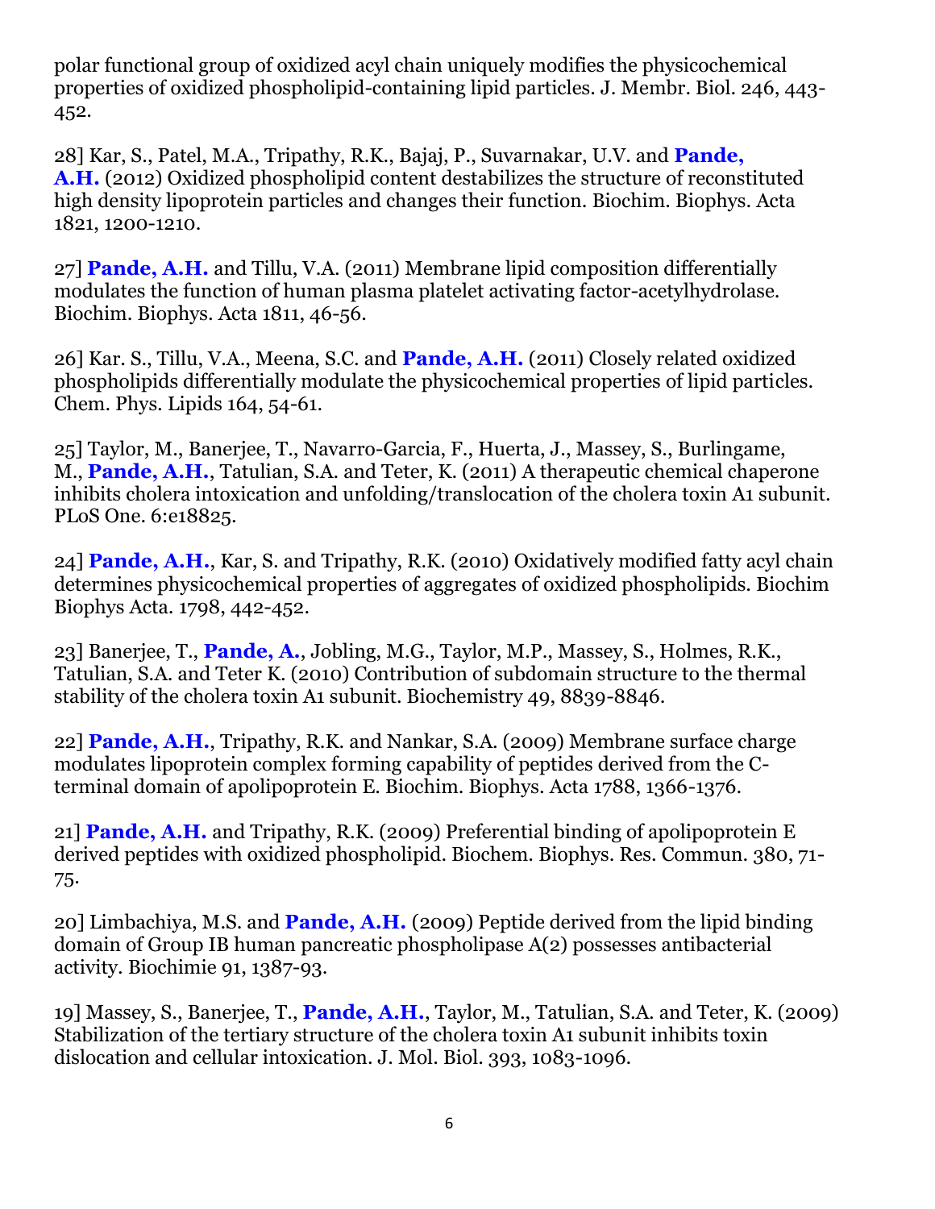polar functional group of oxidized acyl chain uniquely modifies the physicochemical properties of oxidized phospholipid-containing lipid particles. J. Membr. Biol. 246, 443-452.

28] Kar, S., Patel, M.A., Tripathy, R.K., Bajaj, P., Suvarnakar, U.V. and **Pande, A.H.** (2012) Oxidized phospholipid content destabilizes the structure of reconstituted high density lipoprotein particles and changes their function. Biochim. Biophys. Acta 1821, 1200-1210.

27] **Pande, A.H.** and Tillu, V.A. (2011) Membrane lipid composition differentially modulates the function of human plasma platelet activating factor-acetylhydrolase. Biochim. Biophys. Acta 1811, 46-56.

26] Kar. S., Tillu, V.A., Meena, S.C. and **Pande, A.H.** (2011) Closely related oxidized phospholipids differentially modulate the physicochemical properties of lipid particles. Chem. Phys. Lipids 164, 54-61.

25] Taylor, M., Banerjee, T., Navarro-Garcia, F., Huerta, J., Massey, S., Burlingame, M., **Pande, A.H.**, Tatulian, S.A. and Teter, K. (2011) A therapeutic chemical chaperone inhibits cholera intoxication and unfolding/translocation of the cholera toxin A1 subunit. PLoS One. 6:e18825.

24] **Pande, A.H.**, Kar, S. and Tripathy, R.K. (2010) Oxidatively modified fatty acyl chain determines physicochemical properties of aggregates of oxidized phospholipids. Biochim Biophys Acta. 1798, 442-452.

23] Banerjee, T., **Pande, A.**, Jobling, M.G., Taylor, M.P., Massey, S., Holmes, R.K., Tatulian, S.A. and Teter K. (2010) Contribution of subdomain structure to the thermal stability of the cholera toxin A1 subunit. Biochemistry 49, 8839-8846.

22] **Pande, A.H.**, Tripathy, R.K. and Nankar, S.A. (2009) Membrane surface charge modulates lipoprotein complex forming capability of peptides derived from the C-terminal domain of apolipoprotein E. Biochim. Biophys. Acta 1788, 1366-1376.

21] **Pande, A.H.** and Tripathy, R.K. (2009) Preferential binding of apolipoprotein E derived peptides with oxidized phospholipid. Biochem. Biophys. Res. Commun. 380, 71-75.

20] Limbachiya, M.S. and **Pande, A.H.** (2009) Peptide derived from the lipid binding domain of Group IB human pancreatic phospholipase A(2) possesses antibacterial activity. Biochimie 91, 1387-93.

19] Massey, S., Banerjee, T., **Pande, A.H.**, Taylor, M., Tatulian, S.A. and Teter, K. (2009) Stabilization of the tertiary structure of the cholera toxin A1 subunit inhibits toxin dislocation and cellular intoxication. J. Mol. Biol. 393, 1083-1096.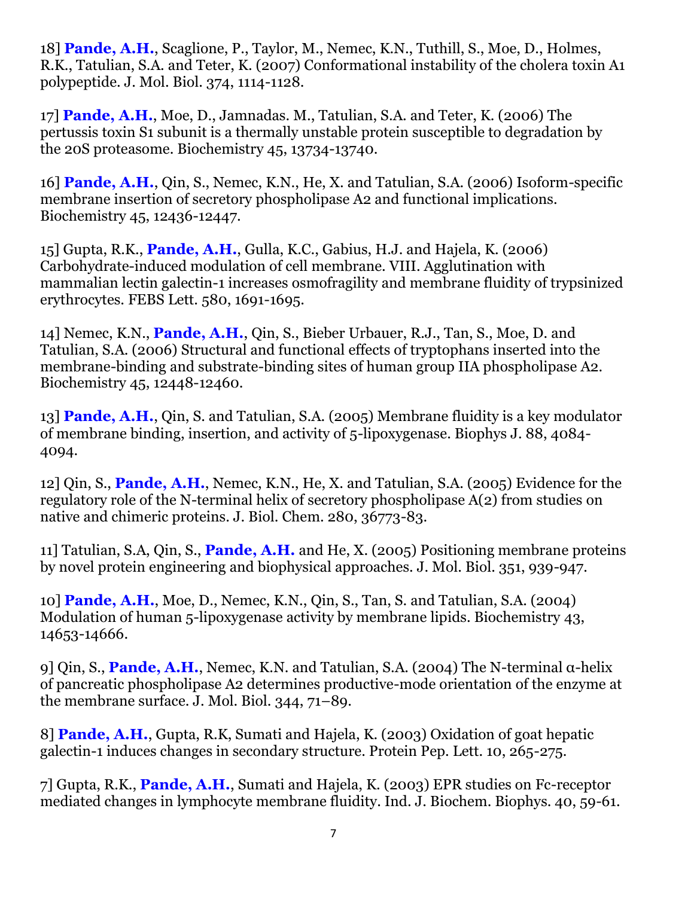18] **Pande, A.H.**, Scaglione, P., Taylor, M., Nemec, K.N., Tuthill, S., Moe, D., Holmes, R.K., Tatulian, S.A. and Teter, K. (2007) Conformational instability of the cholera toxin A1 polypeptide. J. Mol. Biol. 374, 1114-1128.

17] **Pande, A.H.**, Moe, D., Jamnadas. M., Tatulian, S.A. and Teter, K. (2006) The pertussis toxin S1 subunit is a thermally unstable protein susceptible to degradation by the 20S proteasome. Biochemistry 45, 13734-13740.

16] **Pande, A.H.**, Qin, S., Nemec, K.N., He, X. and Tatulian, S.A. (2006) Isoform-specific membrane insertion of secretory phospholipase A2 and functional implications. Biochemistry 45, 12436-12447.

15] Gupta, R.K., **Pande, A.H.**, Gulla, K.C., Gabius, H.J. and Hajela, K. (2006) Carbohydrate-induced modulation of cell membrane. VIII. Agglutination with mammalian lectin galectin-1 increases osmofragility and membrane fluidity of trypsinized erythrocytes. FEBS Lett. 580, 1691-1695.

14] Nemec, K.N., **Pande, A.H.**, Qin, S., Bieber Urbauer, R.J., Tan, S., Moe, D. and Tatulian, S.A. (2006) Structural and functional effects of tryptophans inserted into the membrane-binding and substrate-binding sites of human group IIA phospholipase A2. Biochemistry 45, 12448-12460.

13] **Pande, A.H.**, Qin, S. and Tatulian, S.A. (2005) Membrane fluidity is a key modulator of membrane binding, insertion, and activity of 5-lipoxygenase. Biophys J. 88, 4084-4094.

12] Qin, S., **Pande, A.H.**, Nemec, K.N., He, X. and Tatulian, S.A. (2005) Evidence for the regulatory role of the N-terminal helix of secretory phospholipase A(2) from studies on native and chimeric proteins. J. Biol. Chem. 280, 36773-83.

11] Tatulian, S.A, Qin, S., **Pande, A.H.** and He, X. (2005) Positioning membrane proteins by novel protein engineering and biophysical approaches. J. Mol. Biol. 351, 939-947.

10] **Pande, A.H.**, Moe, D., Nemec, K.N., Qin, S., Tan, S. and Tatulian, S.A. (2004) Modulation of human 5-lipoxygenase activity by membrane lipids. Biochemistry 43, 14653-14666.

9] Qin, S., **Pande, A.H.**, Nemec, K.N. and Tatulian, S.A. (2004) The N-terminal α-helix of pancreatic phospholipase A2 determines productive-mode orientation of the enzyme at the membrane surface. J. Mol. Biol. 344, 71–89.

8] **Pande, A.H.**, Gupta, R.K, Sumati and Hajela, K. (2003) Oxidation of goat hepatic galectin-1 induces changes in secondary structure. Protein Pep. Lett. 10, 265-275.

7] Gupta, R.K., **Pande, A.H.**, Sumati and Hajela, K. (2003) EPR studies on Fc-receptor mediated changes in lymphocyte membrane fluidity. Ind. J. Biochem. Biophys. 40, 59-61.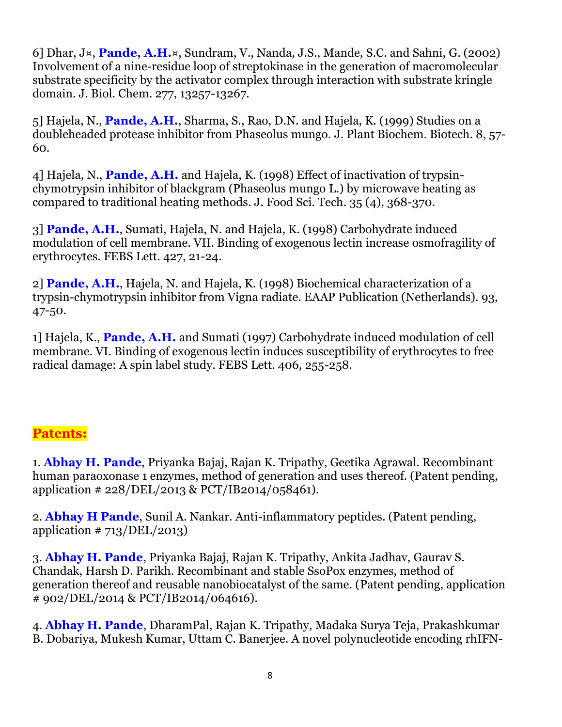6] Dhar, J¤, **Pande, A.H.**¤, Sundram, V., Nanda, J.S., Mande, S.C. and Sahni, G. (2002) Involvement of a nine-residue loop of streptokinase in the generation of macromolecular substrate specificity by the activator complex through interaction with substrate kringle domain. J. Biol. Chem. 277, 13257-13267.

5] Hajela, N., **Pande, A.H.**, Sharma, S., Rao, D.N. and Hajela, K. (1999) Studies on a doubleheaded protease inhibitor from Phaseolus mungo. J. Plant Biochem. Biotech. 8, 57-60.

4] Hajela, N., **Pande, A.H.** and Hajela, K. (1998) Effect of inactivation of trypsin-chymotrypsin inhibitor of blackgram (Phaseolus mungo L.) by microwave heating as compared to traditional heating methods. J. Food Sci. Tech. 35 (4), 368-370.

3] **Pande, A.H.**, Sumati, Hajela, N. and Hajela, K. (1998) Carbohydrate induced modulation of cell membrane. VII. Binding of exogenous lectin increase osmofragility of erythrocytes. FEBS Lett. 427, 21-24.

2] **Pande, A.H.**, Hajela, N. and Hajela, K. (1998) Biochemical characterization of a trypsin-chymotrypsin inhibitor from Vigna radiate. EAAP Publication (Netherlands). 93, 47-50.

1] Hajela, K., **Pande, A.H.** and Sumati (1997) Carbohydrate induced modulation of cell membrane. VI. Binding of exogenous lectin induces susceptibility of erythrocytes to free radical damage: A spin label study. FEBS Lett. 406, 255-258.

## Patents:

1. **Abhay H. Pande**, Priyanka Bajaj, Rajan K. Tripathy, Geetika Agrawal. Recombinant human paraoxonase 1 enzymes, method of generation and uses thereof. (Patent pending, application # 228/DEL/2013 & PCT/IB2014/058461).

2. **Abhay H Pande**, Sunil A. Nankar. Anti-inflammatory peptides. (Patent pending, application # 713/DEL/2013)

3. **Abhay H. Pande**, Priyanka Bajaj, Rajan K. Tripathy, Ankita Jadhav, Gaurav S. Chandak, Harsh D. Parikh. Recombinant and stable SsoPox enzymes, method of generation thereof and reusable nanobiocatalyst of the same. (Patent pending, application # 902/DEL/2014 & PCT/IB2014/064616).

4. **Abhay H. Pande**, DharamPal, Rajan K. Tripathy, Madaka Surya Teja, Prakashkumar B. Dobariya, Mukesh Kumar, Uttam C. Banerjee. A novel polynucleotide encoding rhIFN-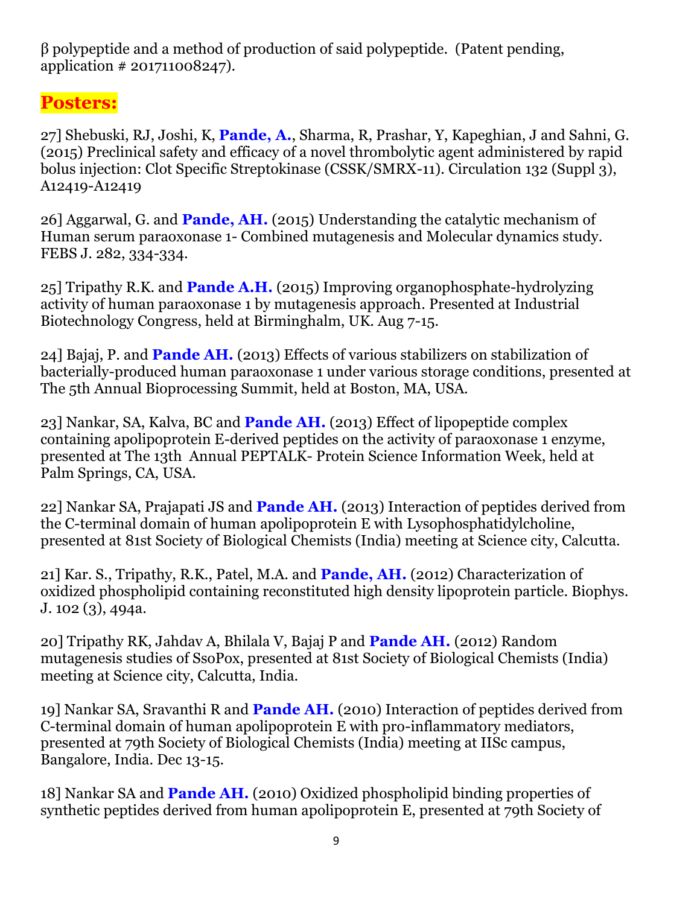β polypeptide and a method of production of said polypeptide. (Patent pending, application # 201711008247).

## Posters:

27] Shebuski, RJ, Joshi, K, **Pande, A.**, Sharma, R, Prashar, Y, Kapeghian, J and Sahni, G. (2015) Preclinical safety and efficacy of a novel thrombolytic agent administered by rapid bolus injection: Clot Specific Streptokinase (CSSK/SMRX-11). Circulation 132 (Suppl 3), A12419-A12419

26] Aggarwal, G. and **Pande, AH.** (2015) Understanding the catalytic mechanism of Human serum paraoxonase 1- Combined mutagenesis and Molecular dynamics study. FEBS J. 282, 334-334.

25] Tripathy R.K. and **Pande A.H.** (2015) Improving organophosphate-hydrolyzing activity of human paraoxonase 1 by mutagenesis approach. Presented at Industrial Biotechnology Congress, held at Birminghalm, UK. Aug 7-15.

24] Bajaj, P. and **Pande AH.** (2013) Effects of various stabilizers on stabilization of bacterially-produced human paraoxonase 1 under various storage conditions, presented at The 5th Annual Bioprocessing Summit, held at Boston, MA, USA.

23] Nankar, SA, Kalva, BC and **Pande AH.** (2013) Effect of lipopeptide complex containing apolipoprotein E-derived peptides on the activity of paraoxonase 1 enzyme, presented at The 13th Annual PEPTALK- Protein Science Information Week, held at Palm Springs, CA, USA.

22] Nankar SA, Prajapati JS and **Pande AH.** (2013) Interaction of peptides derived from the C-terminal domain of human apolipoprotein E with Lysophosphatidylcholine, presented at 81st Society of Biological Chemists (India) meeting at Science city, Calcutta.

21] Kar. S., Tripathy, R.K., Patel, M.A. and **Pande, AH.** (2012) Characterization of oxidized phospholipid containing reconstituted high density lipoprotein particle. Biophys. J. 102 (3), 494a.

20] Tripathy RK, Jahdav A, Bhilala V, Bajaj P and **Pande AH.** (2012) Random mutagenesis studies of SsoPox, presented at 81st Society of Biological Chemists (India) meeting at Science city, Calcutta, India.

19] Nankar SA, Sravanthi R and **Pande AH.** (2010) Interaction of peptides derived from C-terminal domain of human apolipoprotein E with pro-inflammatory mediators, presented at 79th Society of Biological Chemists (India) meeting at IISc campus, Bangalore, India. Dec 13-15.

18] Nankar SA and **Pande AH.** (2010) Oxidized phospholipid binding properties of synthetic peptides derived from human apolipoprotein E, presented at 79th Society of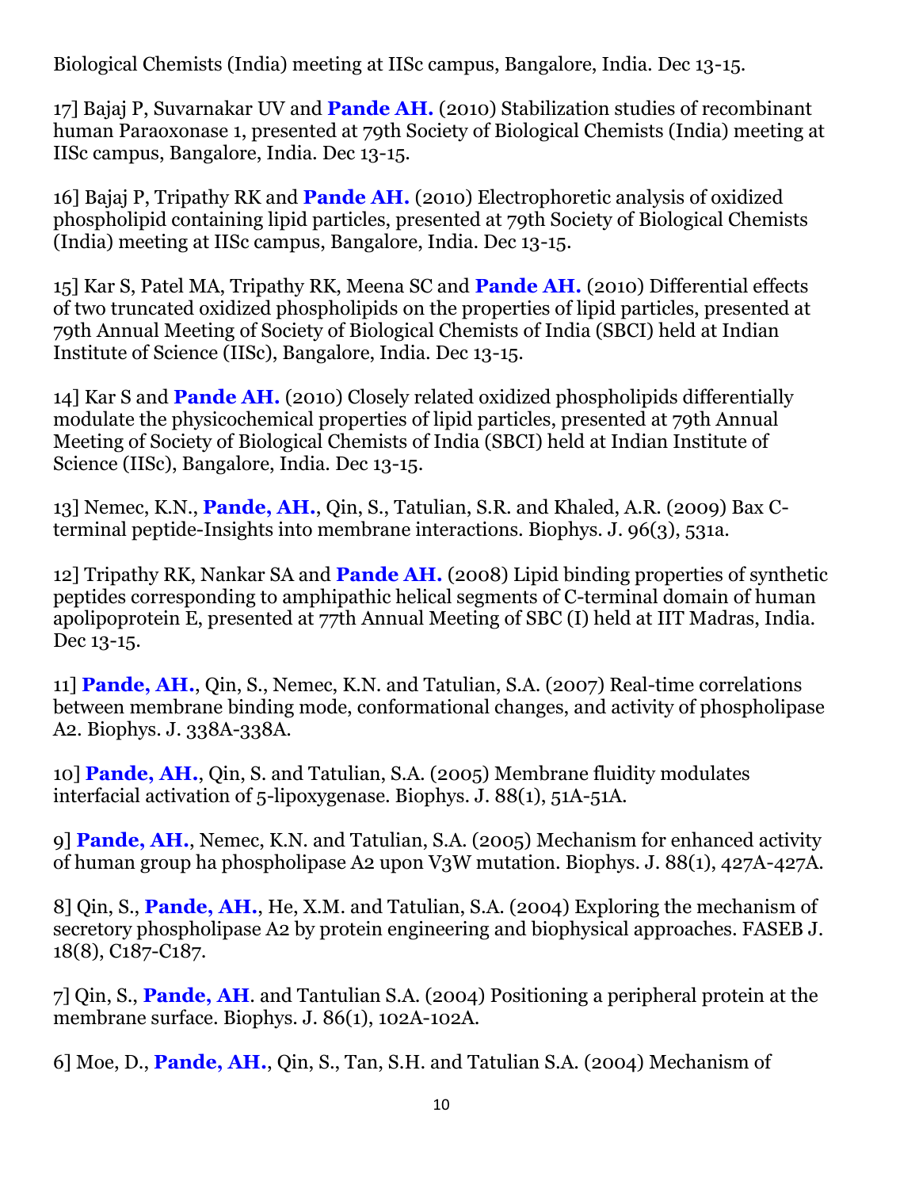Biological Chemists (India) meeting at IISc campus, Bangalore, India. Dec 13-15.

17] Bajaj P, Suvarnakar UV and **Pande AH.** (2010) Stabilization studies of recombinant human Paraoxonase 1, presented at 79th Society of Biological Chemists (India) meeting at IISc campus, Bangalore, India. Dec 13-15.

16] Bajaj P, Tripathy RK and **Pande AH.** (2010) Electrophoretic analysis of oxidized phospholipid containing lipid particles, presented at 79th Society of Biological Chemists (India) meeting at IISc campus, Bangalore, India. Dec 13-15.

15] Kar S, Patel MA, Tripathy RK, Meena SC and **Pande AH.** (2010) Differential effects of two truncated oxidized phospholipids on the properties of lipid particles, presented at 79th Annual Meeting of Society of Biological Chemists of India (SBCI) held at Indian Institute of Science (IISc), Bangalore, India. Dec 13-15.

14] Kar S and **Pande AH.** (2010) Closely related oxidized phospholipids differentially modulate the physicochemical properties of lipid particles, presented at 79th Annual Meeting of Society of Biological Chemists of India (SBCI) held at Indian Institute of Science (IISc), Bangalore, India. Dec 13-15.

13] Nemec, K.N., **Pande, AH.**, Qin, S., Tatulian, S.R. and Khaled, A.R. (2009) Bax C-terminal peptide-Insights into membrane interactions. Biophys. J. 96(3), 531a.

12] Tripathy RK, Nankar SA and **Pande AH.** (2008) Lipid binding properties of synthetic peptides corresponding to amphipathic helical segments of C-terminal domain of human apolipoprotein E, presented at 77th Annual Meeting of SBC (I) held at IIT Madras, India. Dec 13-15.

11] **Pande, AH.**, Qin, S., Nemec, K.N. and Tatulian, S.A. (2007) Real-time correlations between membrane binding mode, conformational changes, and activity of phospholipase A2. Biophys. J. 338A-338A.

10] **Pande, AH.**, Qin, S. and Tatulian, S.A. (2005) Membrane fluidity modulates interfacial activation of 5-lipoxygenase. Biophys. J. 88(1), 51A-51A.

9] **Pande, AH.**, Nemec, K.N. and Tatulian, S.A. (2005) Mechanism for enhanced activity of human group ha phospholipase A2 upon V3W mutation. Biophys. J. 88(1), 427A-427A.

8] Qin, S., **Pande, AH.**, He, X.M. and Tatulian, S.A. (2004) Exploring the mechanism of secretory phospholipase A2 by protein engineering and biophysical approaches. FASEB J. 18(8), C187-C187.

7] Qin, S., **Pande, AH**. and Tantulian S.A. (2004) Positioning a peripheral protein at the membrane surface. Biophys. J. 86(1), 102A-102A.

6] Moe, D., **Pande, AH.**, Qin, S., Tan, S.H. and Tatulian S.A. (2004) Mechanism of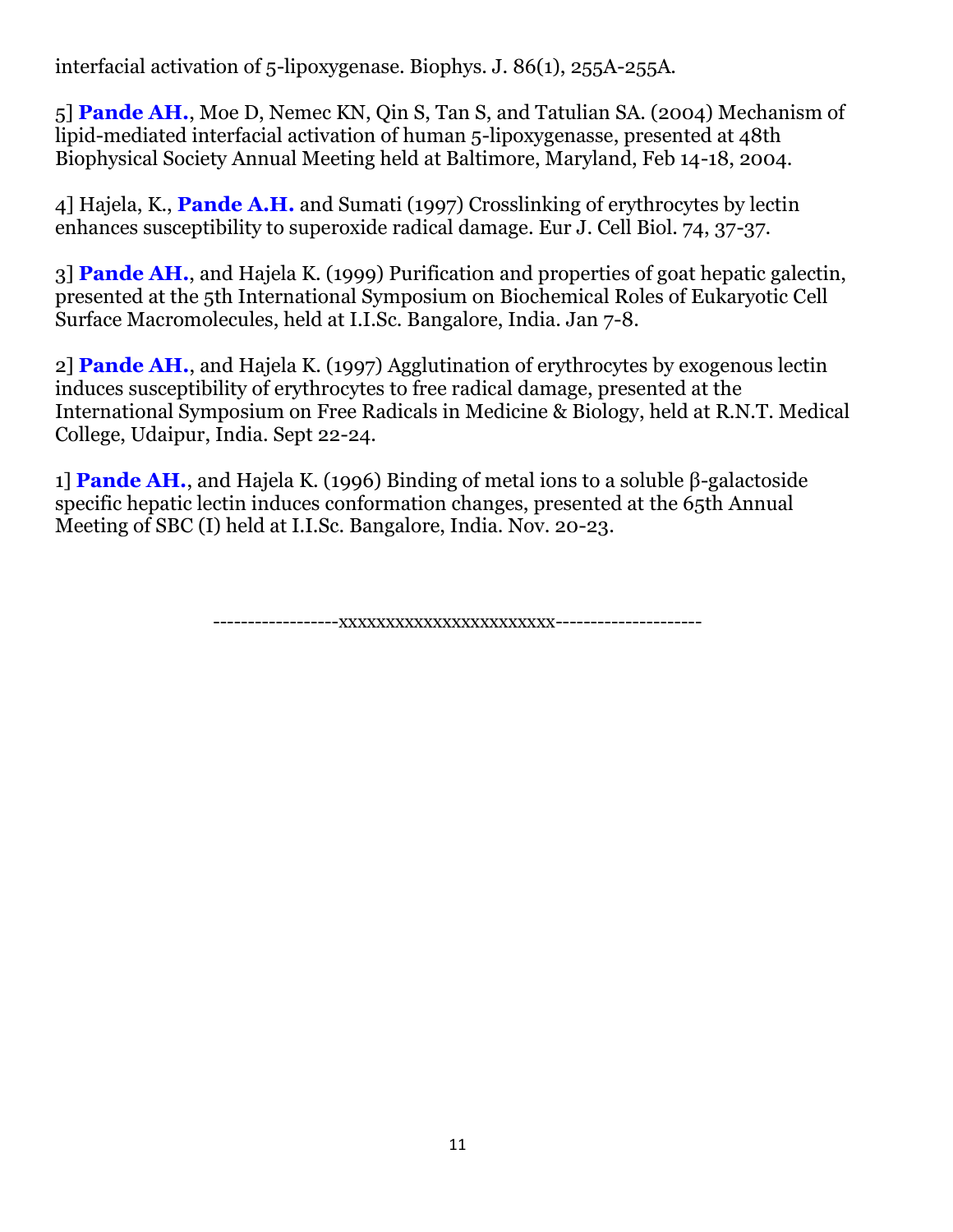interfacial activation of 5-lipoxygenase. Biophys. J. 86(1), 255A-255A.

5] **Pande AH.**, Moe D, Nemec KN, Qin S, Tan S, and Tatulian SA. (2004) Mechanism of lipid-mediated interfacial activation of human 5-lipoxygenasse, presented at 48th Biophysical Society Annual Meeting held at Baltimore, Maryland, Feb 14-18, 2004.

4] Hajela, K., **Pande A.H.** and Sumati (1997) Crosslinking of erythrocytes by lectin enhances susceptibility to superoxide radical damage. Eur J. Cell Biol. 74, 37-37.

3] **Pande AH.**, and Hajela K. (1999) Purification and properties of goat hepatic galectin, presented at the 5th International Symposium on Biochemical Roles of Eukaryotic Cell Surface Macromolecules, held at I.I.Sc. Bangalore, India. Jan 7-8.

2] **Pande AH.**, and Hajela K. (1997) Agglutination of erythrocytes by exogenous lectin induces susceptibility of erythrocytes to free radical damage, presented at the International Symposium on Free Radicals in Medicine & Biology, held at R.N.T. Medical College, Udaipur, India. Sept 22-24.

1] **Pande AH.**, and Hajela K. (1996) Binding of metal ions to a soluble β-galactoside specific hepatic lectin induces conformation changes, presented at the 65th Annual Meeting of SBC (I) held at I.I.Sc. Bangalore, India. Nov. 20-23.

-----------------xxxxxxxxxxxxxxxxxxxxxxx--------------------